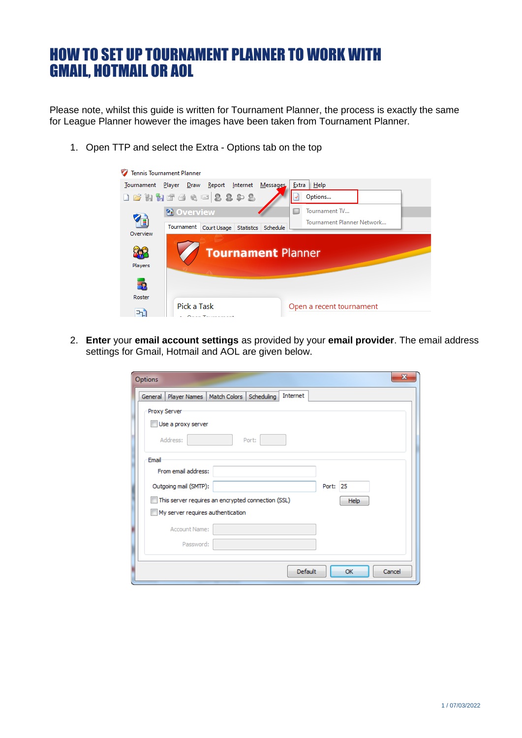# HOW TO SET UP TOURNAMENT PLANNER TO WORK WITH GMAIL, HOTMAIL OR AOL

Please note, whilst this guide is written for Tournament Planner, the process is exactly the same for League Planner however the images have been taken from Tournament Planner.

1. Open TTP and select the Extra - Options tab on the top

2. **Enter** your **email account settings** as provided by your **email provider**. The email address settings for Gmail, Hotmail and AOL are given below.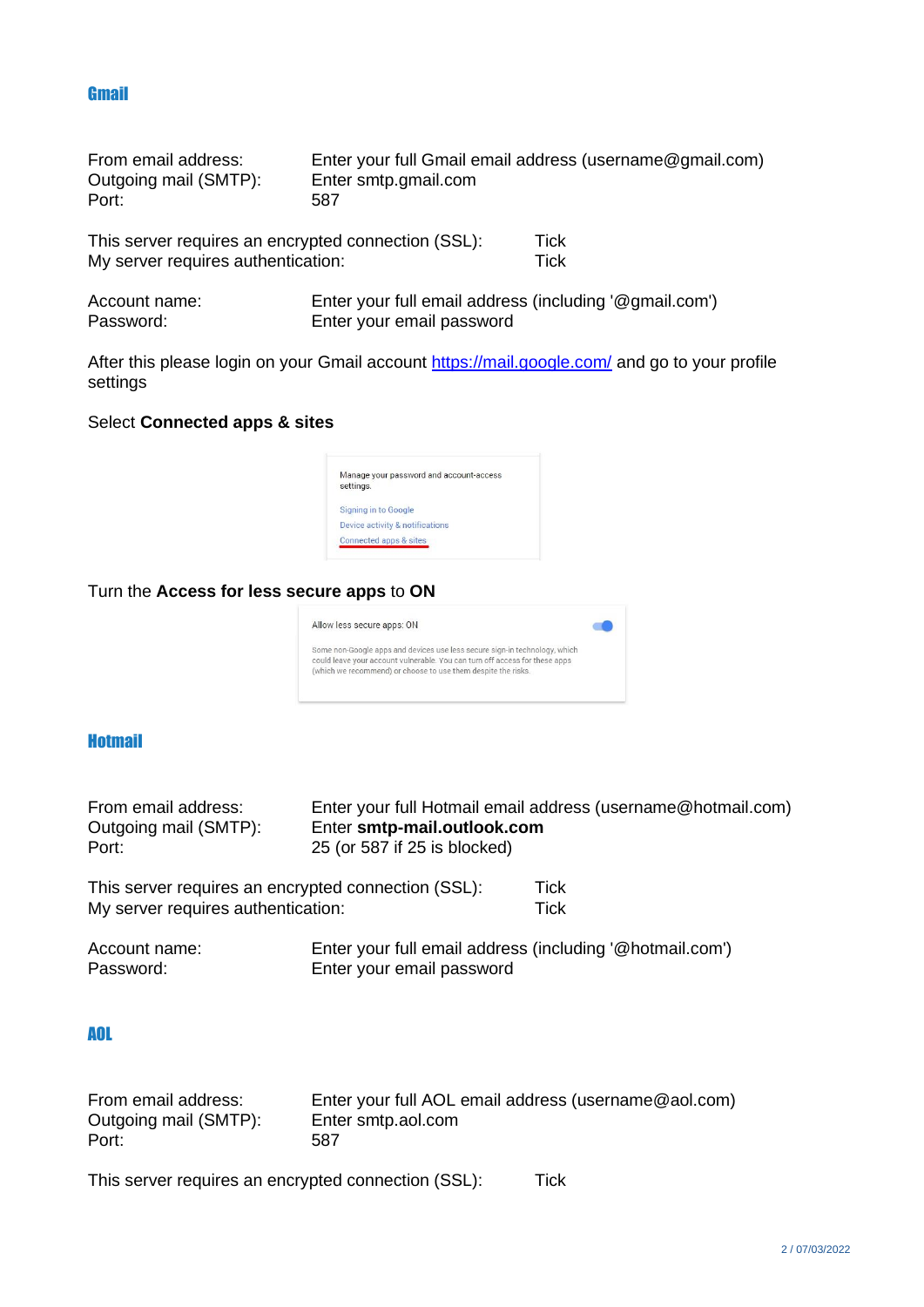## Gmail

| | |
|---|---|
| From email address: | Enter your full Gmail email address (username@gmail.com) |
| Outgoing mail (SMTP): | Enter smtp.gmail.com |
| Port: | 587 |

| | |
|---|---|
| This server requires an encrypted connection (SSL): | Tick |
| My server requires authentication: | Tick |

| | |
|---|---|
| Account name: | Enter your full email address (including '@gmail.com') |
| Password: | Enter your email password |

After this please login on your Gmail account https://mail.google.com/ and go to your profile settings

Select **Connected apps & sites**

Turn the **Access for less secure apps** to **ON**

## Hotmail

| | |
|---|---|
| From email address: | Enter your full Hotmail email address (username@hotmail.com) |
| Outgoing mail (SMTP): | Enter **smtp-mail.outlook.com** |
| Port: | 25 (or 587 if 25 is blocked) |

| | |
|---|---|
| This server requires an encrypted connection (SSL): | Tick |
| My server requires authentication: | Tick |

| | |
|---|---|
| Account name: | Enter your full email address (including '@hotmail.com') |
| Password: | Enter your email password |

## AOL

| | |
|---|---|
| From email address: | Enter your full AOL email address (username@aol.com) |
| Outgoing mail (SMTP): | Enter smtp.aol.com |
| Port: | 587 |

| | |
|---|---|
| This server requires an encrypted connection (SSL): | Tick |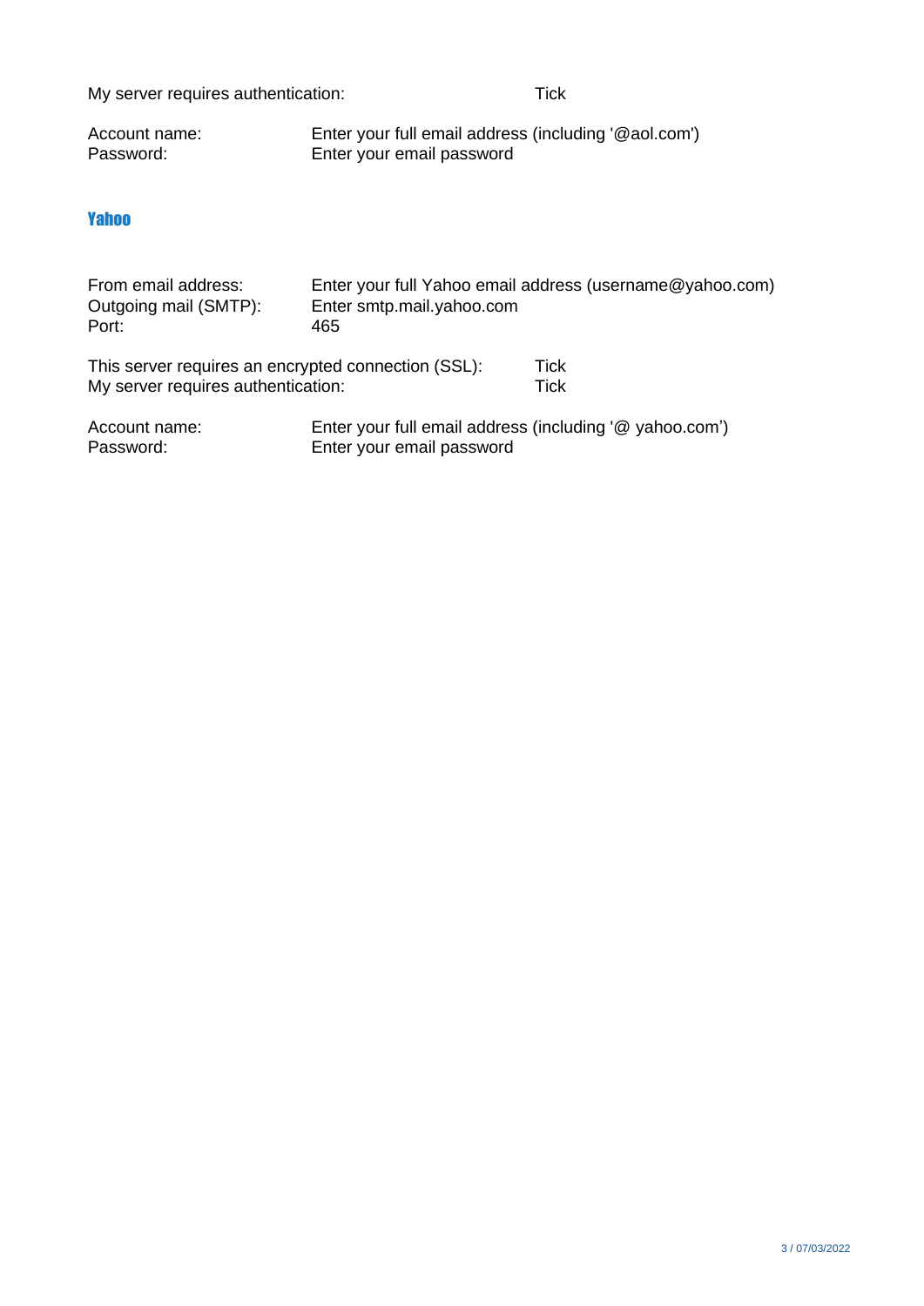My server requires authentication: Tick

Account name: Enter your full email address (including '@aol.com')
Password: Enter your email password

### Yahoo

From email address: Enter your full Yahoo email address (username@yahoo.com)
Outgoing mail (SMTP): Enter smtp.mail.yahoo.com
Port: 465

This server requires an encrypted connection (SSL): Tick
My server requires authentication: Tick

Account name: Enter your full email address (including '@ yahoo.com')
Password: Enter your email password